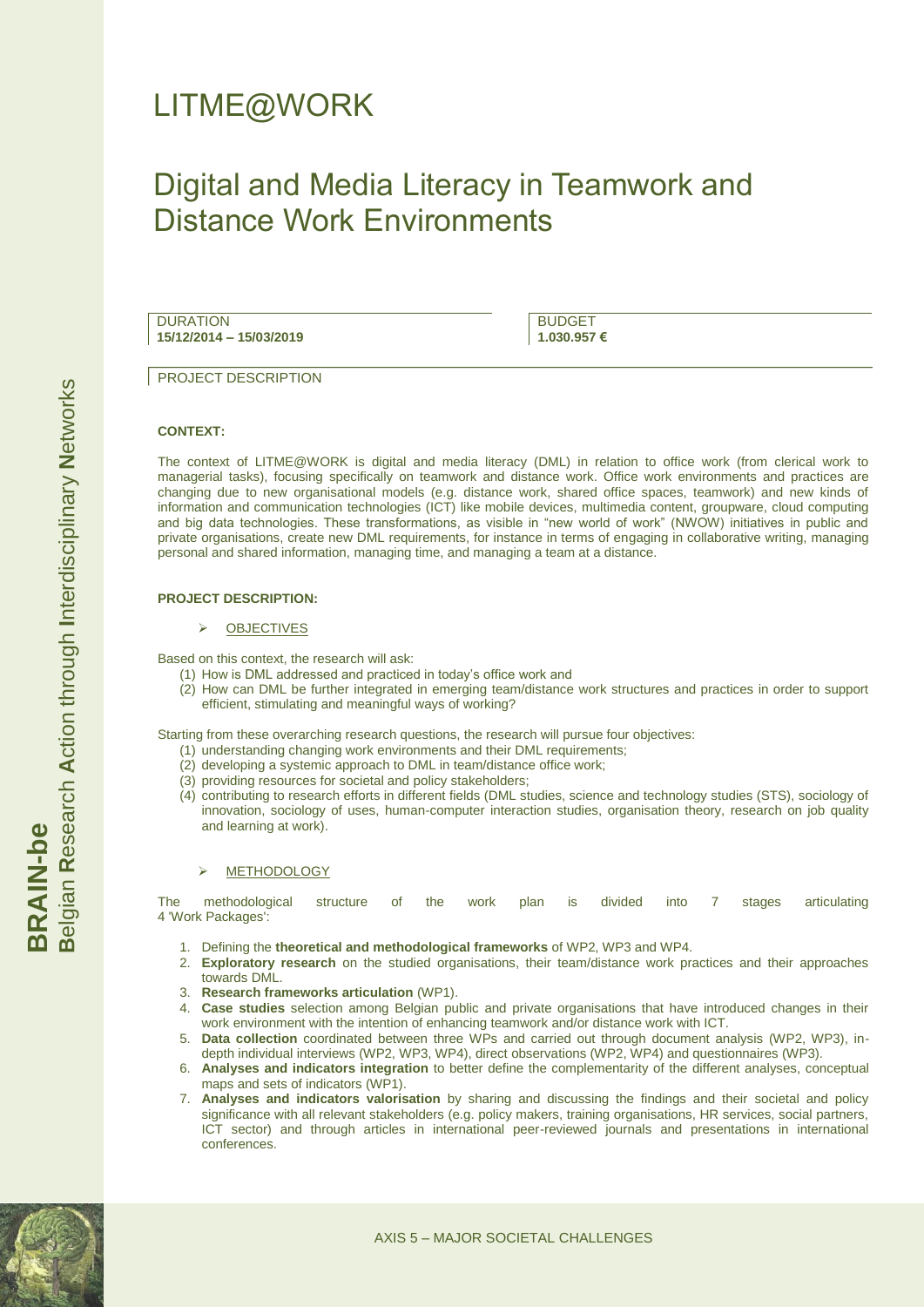# LITME@WORK

## Digital and Media Literacy in Teamwork and Distance Work Environments

DURATION
**15/12/2014 – 15/03/2019**

BUDGET
**1.030.957 €**

PROJECT DESCRIPTION

**CONTEXT:**

The context of LITME@WORK is digital and media literacy (DML) in relation to office work (from clerical work to managerial tasks), focusing specifically on teamwork and distance work. Office work environments and practices are changing due to new organisational models (e.g. distance work, shared office spaces, teamwork) and new kinds of information and communication technologies (ICT) like mobile devices, multimedia content, groupware, cloud computing and big data technologies. These transformations, as visible in "new world of work" (NWOW) initiatives in public and private organisations, create new DML requirements, for instance in terms of engaging in collaborative writing, managing personal and shared information, managing time, and managing a team at a distance.

**PROJECT DESCRIPTION:**

- OBJECTIVES

Based on this context, the research will ask:

(1) How is DML addressed and practiced in today's office work and
(2) How can DML be further integrated in emerging team/distance work structures and practices in order to support efficient, stimulating and meaningful ways of working?

Starting from these overarching research questions, the research will pursue four objectives:

(1) understanding changing work environments and their DML requirements;
(2) developing a systemic approach to DML in team/distance office work;
(3) providing resources for societal and policy stakeholders;
(4) contributing to research efforts in different fields (DML studies, science and technology studies (STS), sociology of innovation, sociology of uses, human-computer interaction studies, organisation theory, research on job quality and learning at work).

- METHODOLOGY

The methodological structure of the work plan is divided into 7 stages articulating 4 'Work Packages':

1. Defining the **theoretical and methodological frameworks** of WP2, WP3 and WP4.
2. **Exploratory research** on the studied organisations, their team/distance work practices and their approaches towards DML.
3. **Research frameworks articulation** (WP1).
4. **Case studies** selection among Belgian public and private organisations that have introduced changes in their work environment with the intention of enhancing teamwork and/or distance work with ICT.
5. **Data collection** coordinated between three WPs and carried out through document analysis (WP2, WP3), in-depth individual interviews (WP2, WP3, WP4), direct observations (WP2, WP4) and questionnaires (WP3).
6. **Analyses and indicators integration** to better define the complementarity of the different analyses, conceptual maps and sets of indicators (WP1).
7. **Analyses and indicators valorisation** by sharing and discussing the findings and their societal and policy significance with all relevant stakeholders (e.g. policy makers, training organisations, HR services, social partners, ICT sector) and through articles in international peer-reviewed journals and presentations in international conferences.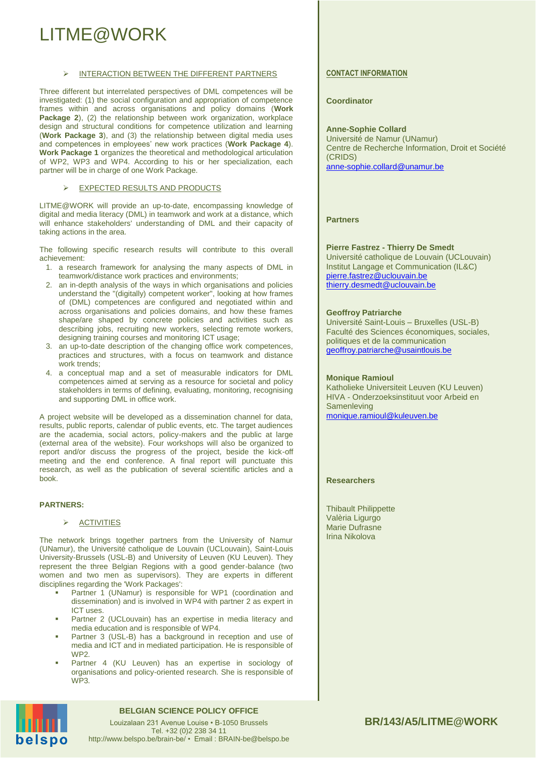# LITME@WORK

## INTERACTION BETWEEN THE DIFFERENT PARTNERS

Three different but interrelated perspectives of DML competences will be investigated: (1) the social configuration and appropriation of competence frames within and across organisations and policy domains (**Work Package 2**), (2) the relationship between work organization, workplace design and structural conditions for competence utilization and learning (**Work Package 3**), and (3) the relationship between digital media uses and competences in employees' new work practices (**Work Package 4**). **Work Package 1** organizes the theoretical and methodological articulation of WP2, WP3 and WP4. According to his or her specialization, each partner will be in charge of one Work Package.

## EXPECTED RESULTS AND PRODUCTS

LITME@WORK will provide an up-to-date, encompassing knowledge of digital and media literacy (DML) in teamwork and work at a distance, which will enhance stakeholders' understanding of DML and their capacity of taking actions in the area.

The following specific research results will contribute to this overall achievement:

1. a research framework for analysing the many aspects of DML in teamwork/distance work practices and environments;
2. an in-depth analysis of the ways in which organisations and policies understand the "(digitally) competent worker", looking at how frames of (DML) competences are configured and negotiated within and across organisations and policies domains, and how these frames shape/are shaped by concrete policies and activities such as describing jobs, recruiting new workers, selecting remote workers, designing training courses and monitoring ICT usage;
3. an up-to-date description of the changing office work competences, practices and structures, with a focus on teamwork and distance work trends;
4. a conceptual map and a set of measurable indicators for DML competences aimed at serving as a resource for societal and policy stakeholders in terms of defining, evaluating, monitoring, recognising and supporting DML in office work.

A project website will be developed as a dissemination channel for data, results, public reports, calendar of public events, etc. The target audiences are the academia, social actors, policy-makers and the public at large (external area of the website). Four workshops will also be organized to report and/or discuss the progress of the project, beside the kick-off meeting and the end conference. A final report will punctuate this research, as well as the publication of several scientific articles and a book.

**PARTNERS:**

## ACTIVITIES

The network brings together partners from the University of Namur (UNamur), the Université catholique de Louvain (UCLouvain), Saint-Louis University-Brussels (USL-B) and University of Leuven (KU Leuven). They represent the three Belgian Regions with a good gender-balance (two women and two men as supervisors). They are experts in different disciplines regarding the 'Work Packages':

- Partner 1 (UNamur) is responsible for WP1 (coordination and dissemination) and is involved in WP4 with partner 2 as expert in ICT uses.
- Partner 2 (UCLouvain) has an expertise in media literacy and media education and is responsible of WP4.
- Partner 3 (USL-B) has a background in reception and use of media and ICT and in mediated participation. He is responsible of WP2.
- Partner 4 (KU Leuven) has an expertise in sociology of organisations and policy-oriented research. She is responsible of WP3.

## CONTACT INFORMATION

### Coordinator

**Anne-Sophie Collard**
Université de Namur (UNamur)
Centre de Recherche Information, Droit et Société (CRIDS)
anne-sophie.collard@unamur.be

### Partners

**Pierre Fastrez - Thierry De Smedt**
Université catholique de Louvain (UCLouvain)
Institut Langage et Communication (IL&C)
pierre.fastrez@uclouvain.be
thierry.desmedt@uclouvain.be

**Geoffroy Patriarche**
Université Saint-Louis – Bruxelles (USL-B)
Faculté des Sciences économiques, sociales, politiques et de la communication
geoffroy.patriarche@usaintlouis.be

**Monique Ramioul**
Katholieke Universiteit Leuven (KU Leuven)
HIVA - Onderzoeksinstituut voor Arbeid en Samenleving
monique.ramioul@kuleuven.be

### Researchers

Thibault Philippette
Valèria Ligurgo
Marie Dufrasne
Irina Nikolova

**BELGIAN SCIENCE POLICY OFFICE**
Louizalaan 231 Avenue Louise • B-1050 Brussels
Tel. +32 (0)2 238 34 11
http://www.belspo.be/brain-be/ • Email : BRAIN-be@belspo.be

**BR/143/A5/LITME@WORK**